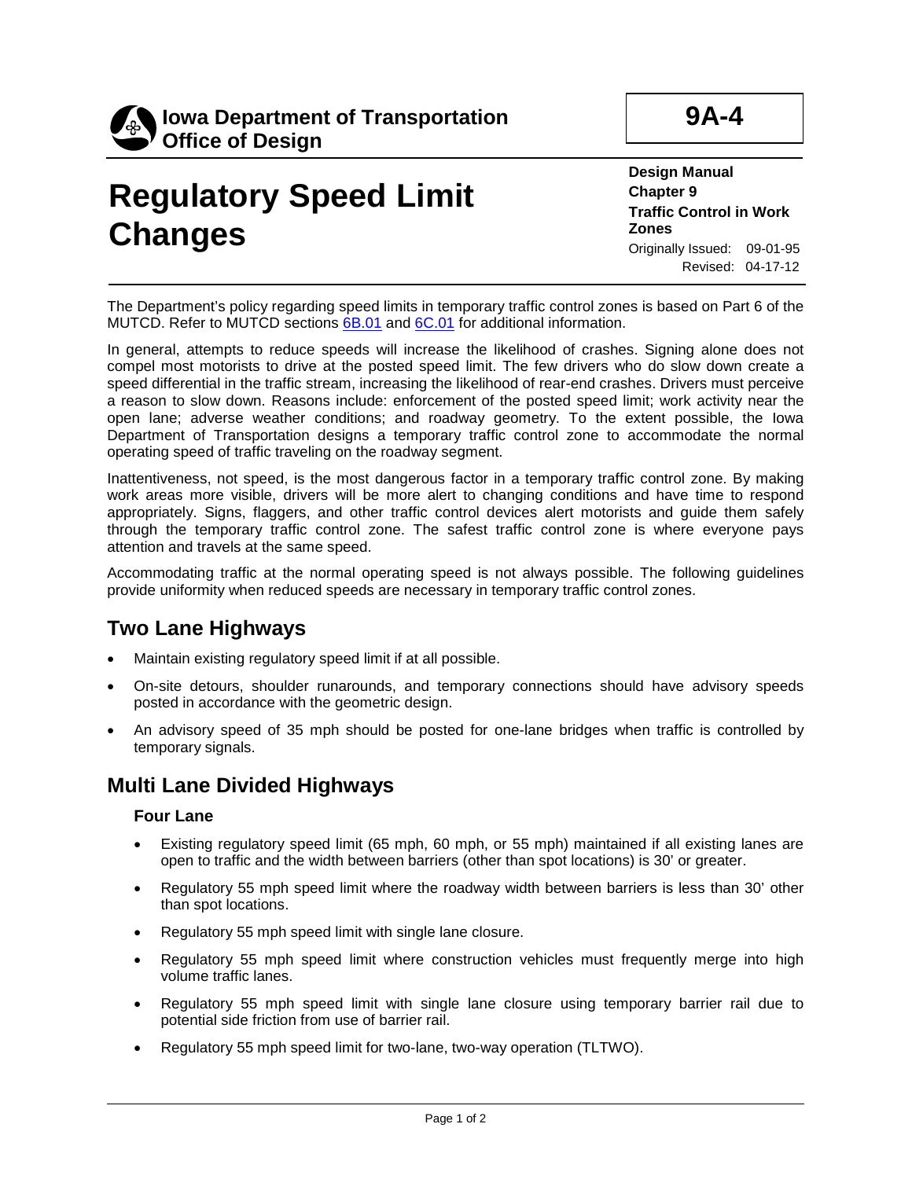**Iowa Department of Transportation**
**Office of Design**

**9A-4**

# Regulatory Speed Limit Changes

**Design Manual**
**Chapter 9**
**Traffic Control in Work Zones**
Originally Issued: 09-01-95
Revised: 04-17-12

The Department's policy regarding speed limits in temporary traffic control zones is based on Part 6 of the MUTCD. Refer to MUTCD sections 6B.01 and 6C.01 for additional information.

In general, attempts to reduce speeds will increase the likelihood of crashes. Signing alone does not compel most motorists to drive at the posted speed limit. The few drivers who do slow down create a speed differential in the traffic stream, increasing the likelihood of rear-end crashes. Drivers must perceive a reason to slow down. Reasons include: enforcement of the posted speed limit; work activity near the open lane; adverse weather conditions; and roadway geometry. To the extent possible, the Iowa Department of Transportation designs a temporary traffic control zone to accommodate the normal operating speed of traffic traveling on the roadway segment.

Inattentiveness, not speed, is the most dangerous factor in a temporary traffic control zone. By making work areas more visible, drivers will be more alert to changing conditions and have time to respond appropriately. Signs, flaggers, and other traffic control devices alert motorists and guide them safely through the temporary traffic control zone. The safest traffic control zone is where everyone pays attention and travels at the same speed.

Accommodating traffic at the normal operating speed is not always possible. The following guidelines provide uniformity when reduced speeds are necessary in temporary traffic control zones.

## Two Lane Highways

- Maintain existing regulatory speed limit if at all possible.
- On-site detours, shoulder runarounds, and temporary connections should have advisory speeds posted in accordance with the geometric design.
- An advisory speed of 35 mph should be posted for one-lane bridges when traffic is controlled by temporary signals.

## Multi Lane Divided Highways

### Four Lane

- Existing regulatory speed limit (65 mph, 60 mph, or 55 mph) maintained if all existing lanes are open to traffic and the width between barriers (other than spot locations) is 30' or greater.
- Regulatory 55 mph speed limit where the roadway width between barriers is less than 30' other than spot locations.
- Regulatory 55 mph speed limit with single lane closure.
- Regulatory 55 mph speed limit where construction vehicles must frequently merge into high volume traffic lanes.
- Regulatory 55 mph speed limit with single lane closure using temporary barrier rail due to potential side friction from use of barrier rail.
- Regulatory 55 mph speed limit for two-lane, two-way operation (TLTWO).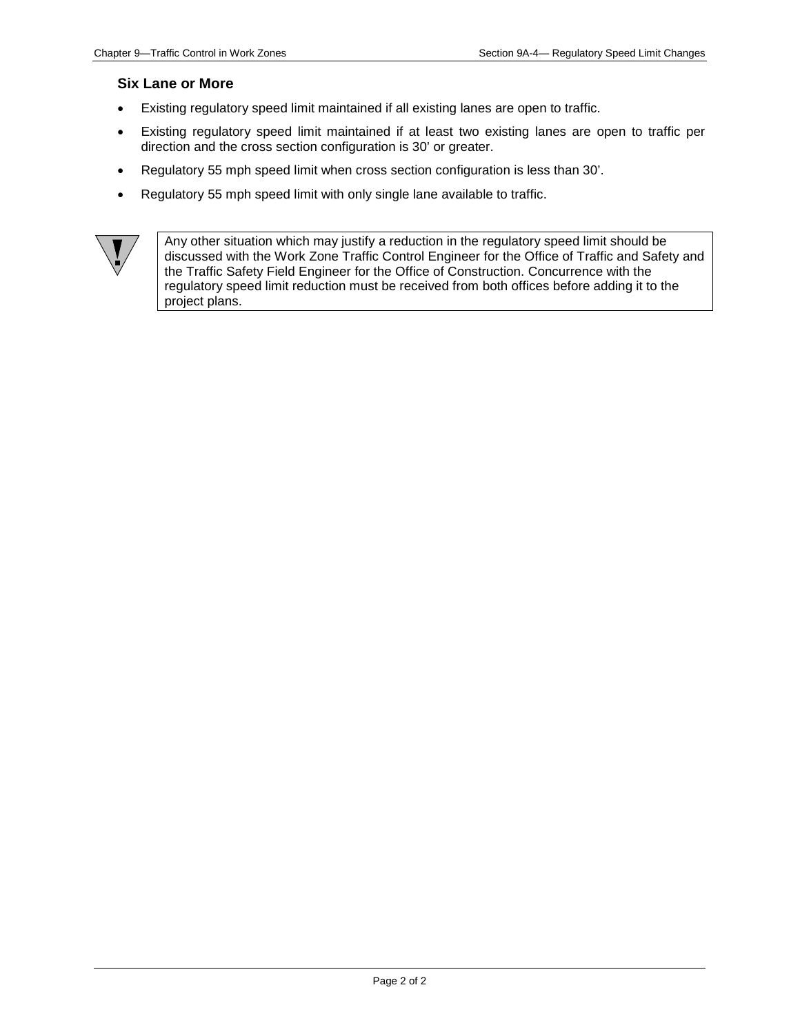### Six Lane or More

- Existing regulatory speed limit maintained if all existing lanes are open to traffic.
- Existing regulatory speed limit maintained if at least two existing lanes are open to traffic per direction and the cross section configuration is 30' or greater.
- Regulatory 55 mph speed limit when cross section configuration is less than 30'.
- Regulatory 55 mph speed limit with only single lane available to traffic.

> Any other situation which may justify a reduction in the regulatory speed limit should be discussed with the Work Zone Traffic Control Engineer for the Office of Traffic and Safety and the Traffic Safety Field Engineer for the Office of Construction. Concurrence with the regulatory speed limit reduction must be received from both offices before adding it to the project plans.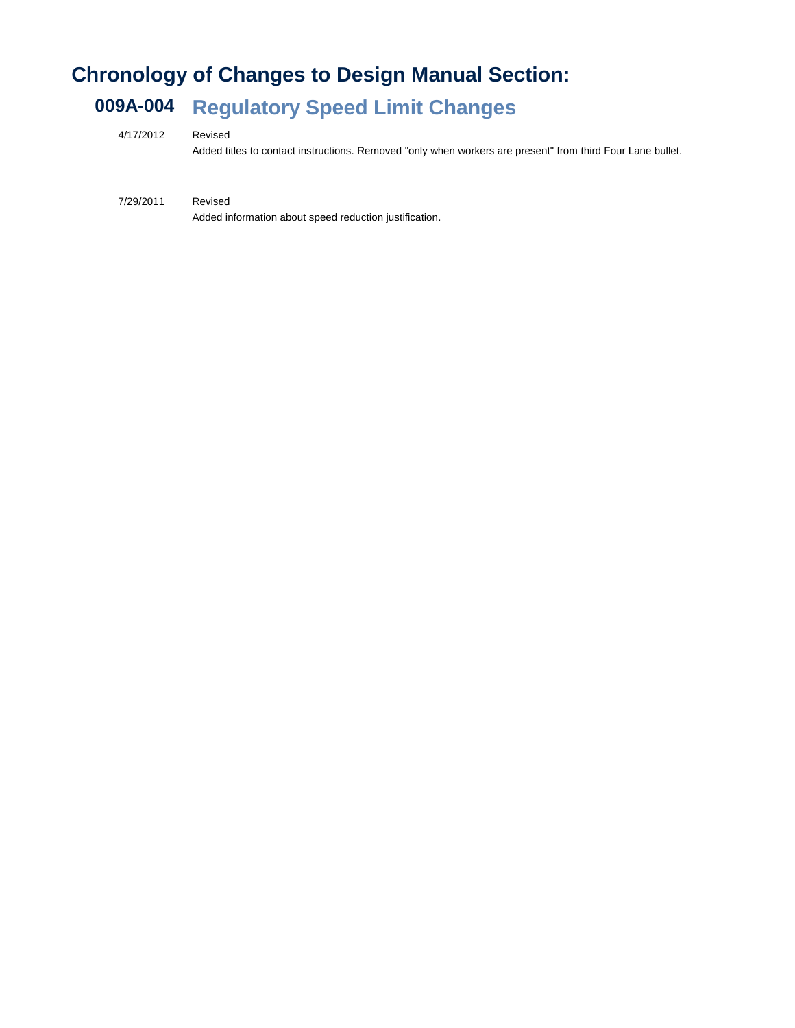# Chronology of Changes to Design Manual Section:

## 009A-004 Regulatory Speed Limit Changes

4/17/2012 Revised

Added titles to contact instructions. Removed "only when workers are present" from third Four Lane bullet.

7/29/2011 Revised

Added information about speed reduction justification.